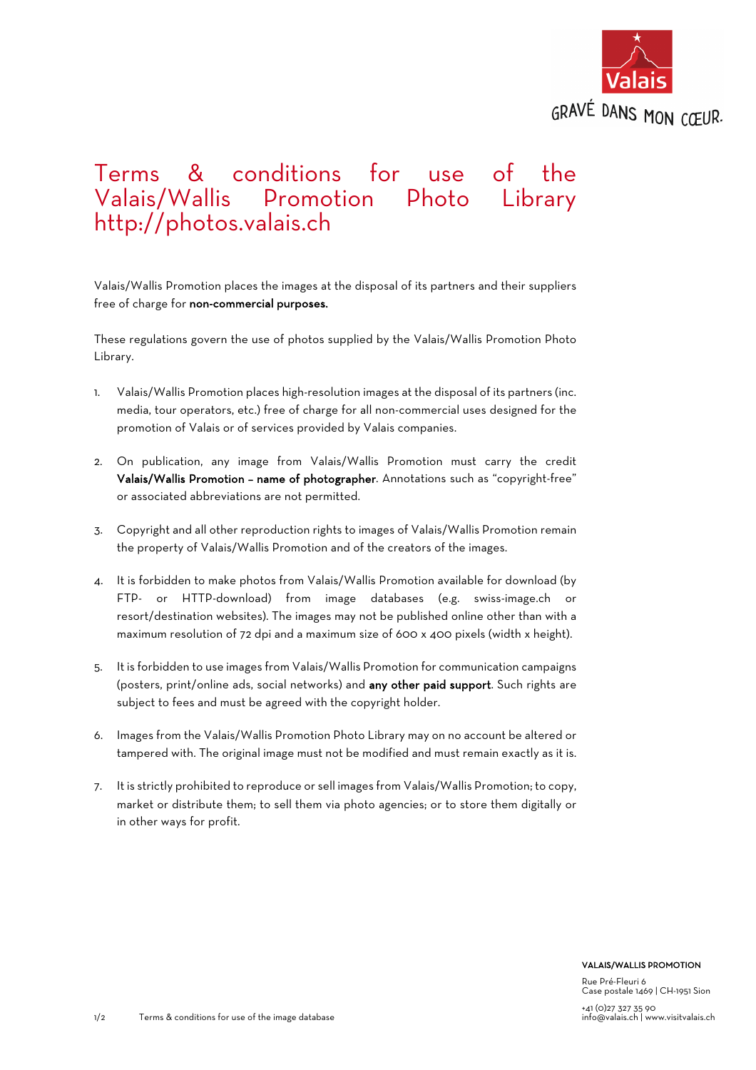# Terms & conditions for use of the Valais/Wallis Promotion Photo Library http://photos.valais.ch

Valais/Wallis Promotion places the images at the disposal of its partners and their suppliers free of charge for **non-commercial purposes.**

These regulations govern the use of photos supplied by the Valais/Wallis Promotion Photo Library.

1. Valais/Wallis Promotion places high-resolution images at the disposal of its partners (inc. media, tour operators, etc.) free of charge for all non-commercial uses designed for the promotion of Valais or of services provided by Valais companies.

2. On publication, any image from Valais/Wallis Promotion must carry the credit **Valais/Wallis Promotion – name of photographer**. Annotations such as "copyright-free" or associated abbreviations are not permitted.

3. Copyright and all other reproduction rights to images of Valais/Wallis Promotion remain the property of Valais/Wallis Promotion and of the creators of the images.

4. It is forbidden to make photos from Valais/Wallis Promotion available for download (by FTP- or HTTP-download) from image databases (e.g. swiss-image.ch or resort/destination websites). The images may not be published online other than with a maximum resolution of 72 dpi and a maximum size of 600 x 400 pixels (width x height).

5. It is forbidden to use images from Valais/Wallis Promotion for communication campaigns (posters, print/online ads, social networks) and **any other paid support**. Such rights are subject to fees and must be agreed with the copyright holder.

6. Images from the Valais/Wallis Promotion Photo Library may on no account be altered or tampered with. The original image must not be modified and must remain exactly as it is.

7. It is strictly prohibited to reproduce or sell images from Valais/Wallis Promotion; to copy, market or distribute them; to sell them via photo agencies; or to store them digitally or in other ways for profit.

**VALAIS/WALLIS PROMOTION**

Rue Pré-Fleuri 6
Case postale 1469 | CH-1951 Sion

+41 (0)27 327 35 90
info@valais.ch | www.visitvalais.ch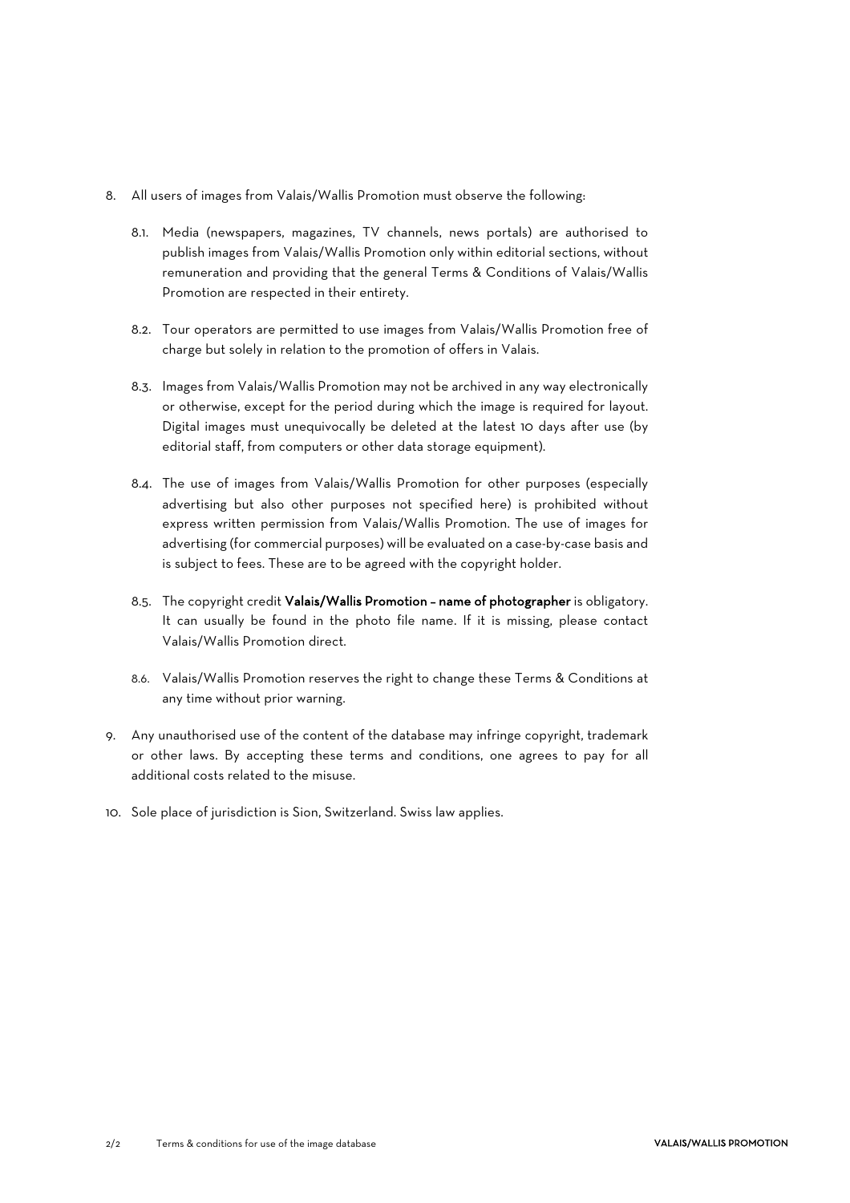8. All users of images from Valais/Wallis Promotion must observe the following:

   8.1. Media (newspapers, magazines, TV channels, news portals) are authorised to publish images from Valais/Wallis Promotion only within editorial sections, without remuneration and providing that the general Terms & Conditions of Valais/Wallis Promotion are respected in their entirety.

   8.2. Tour operators are permitted to use images from Valais/Wallis Promotion free of charge but solely in relation to the promotion of offers in Valais.

   8.3. Images from Valais/Wallis Promotion may not be archived in any way electronically or otherwise, except for the period during which the image is required for layout. Digital images must unequivocally be deleted at the latest 10 days after use (by editorial staff, from computers or other data storage equipment).

   8.4. The use of images from Valais/Wallis Promotion for other purposes (especially advertising but also other purposes not specified here) is prohibited without express written permission from Valais/Wallis Promotion. The use of images for advertising (for commercial purposes) will be evaluated on a case-by-case basis and is subject to fees. These are to be agreed with the copyright holder.

   8.5. The copyright credit **Valais/Wallis Promotion – name of photographer** is obligatory. It can usually be found in the photo file name. If it is missing, please contact Valais/Wallis Promotion direct.

   8.6. Valais/Wallis Promotion reserves the right to change these Terms & Conditions at any time without prior warning.

9. Any unauthorised use of the content of the database may infringe copyright, trademark or other laws. By accepting these terms and conditions, one agrees to pay for all additional costs related to the misuse.

10. Sole place of jurisdiction is Sion, Switzerland. Swiss law applies.